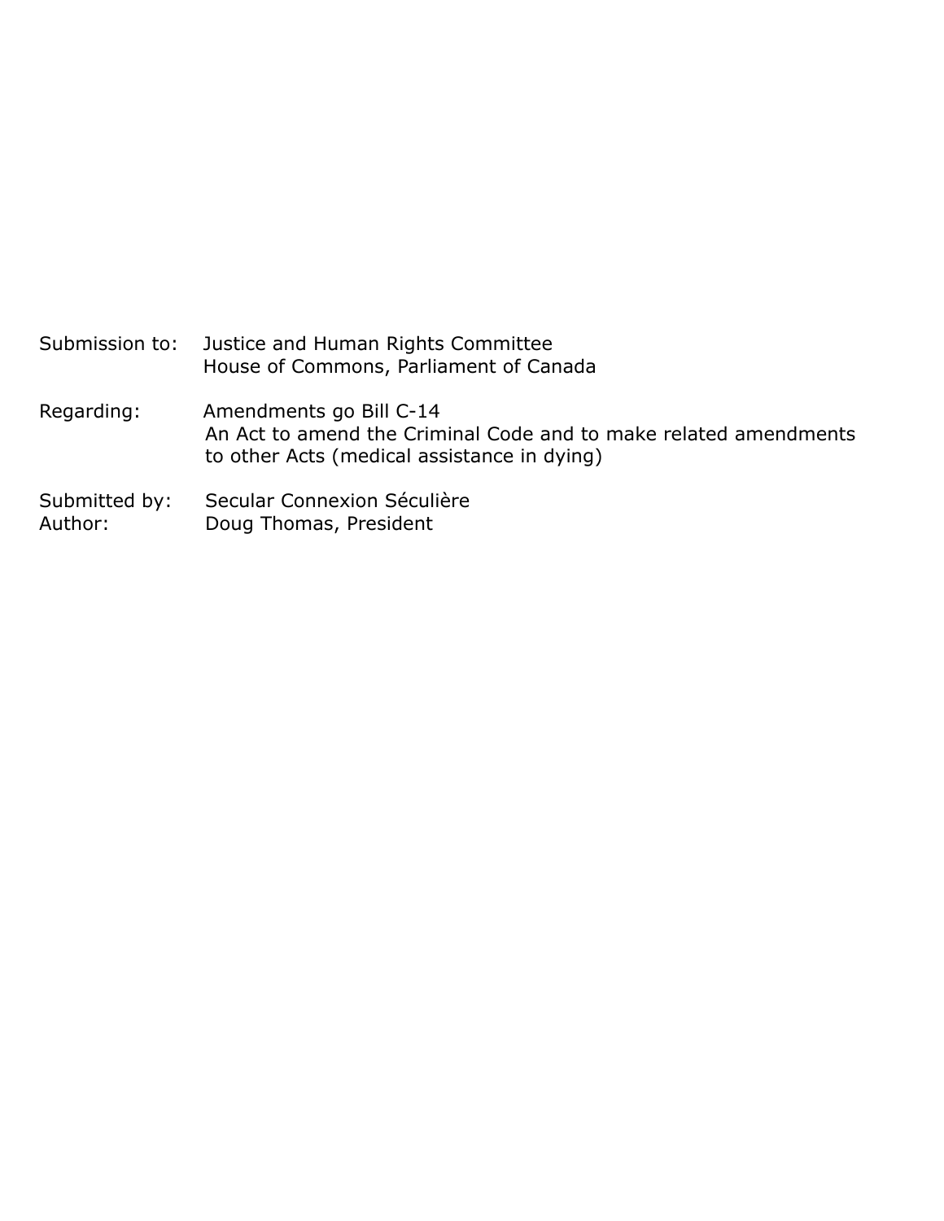Submission to: Justice and Human Rights Committee
House of Commons, Parliament of Canada

Regarding: Amendments go Bill C-14
An Act to amend the Criminal Code and to make related amendments to other Acts (medical assistance in dying)

Submitted by: Secular Connexion Séculière
Author: Doug Thomas, President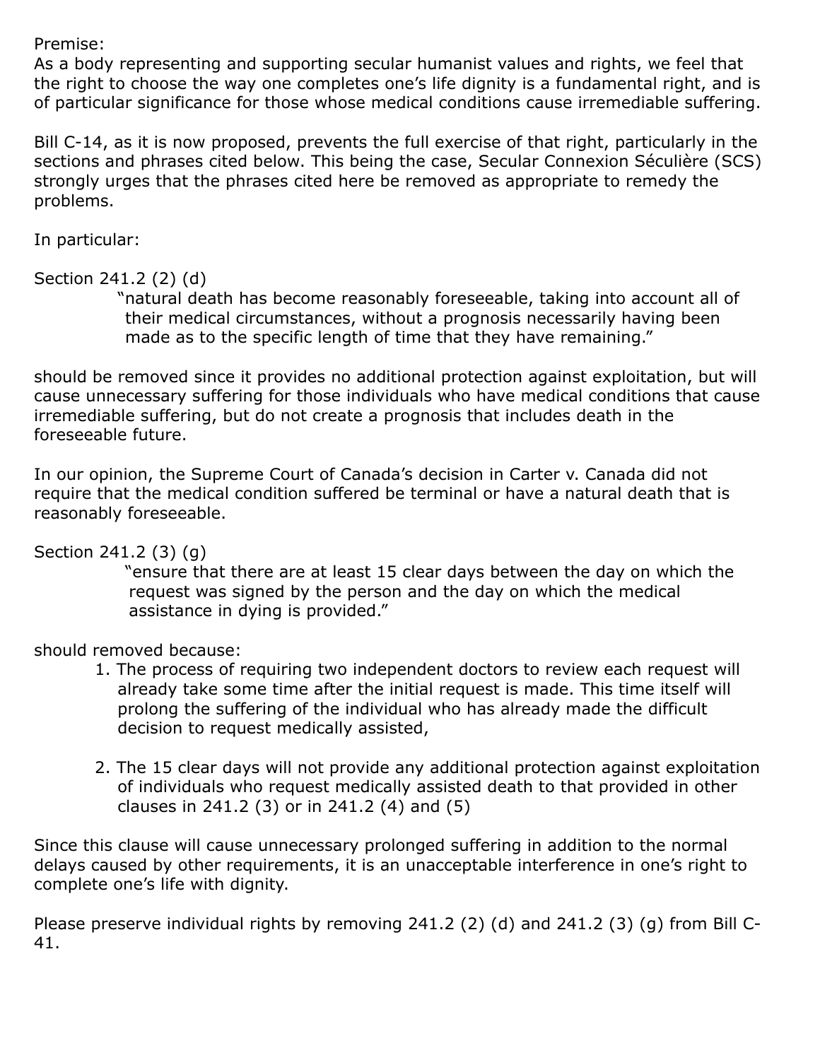Premise:
As a body representing and supporting secular humanist values and rights, we feel that the right to choose the way one completes one's life dignity is a fundamental right, and is of particular significance for those whose medical conditions cause irremediable suffering.

Bill C-14, as it is now proposed, prevents the full exercise of that right, particularly in the sections and phrases cited below. This being the case, Secular Connexion Séculière (SCS) strongly urges that the phrases cited here be removed as appropriate to remedy the problems.

In particular:

Section 241.2 (2) (d)

> "natural death has become reasonably foreseeable, taking into account all of their medical circumstances, without a prognosis necessarily having been made as to the specific length of time that they have remaining."

should be removed since it provides no additional protection against exploitation, but will cause unnecessary suffering for those individuals who have medical conditions that cause irremediable suffering, but do not create a prognosis that includes death in the foreseeable future.

In our opinion, the Supreme Court of Canada's decision in Carter v. Canada did not require that the medical condition suffered be terminal or have a natural death that is reasonably foreseeable.

Section 241.2 (3) (g)

> "ensure that there are at least 15 clear days between the day on which the request was signed by the person and the day on which the medical assistance in dying is provided."

should removed because:

1. The process of requiring two independent doctors to review each request will already take some time after the initial request is made. This time itself will prolong the suffering of the individual who has already made the difficult decision to request medically assisted,
2. The 15 clear days will not provide any additional protection against exploitation of individuals who request medically assisted death to that provided in other clauses in 241.2 (3) or in 241.2 (4) and (5)

Since this clause will cause unnecessary prolonged suffering in addition to the normal delays caused by other requirements, it is an unacceptable interference in one's right to complete one's life with dignity.

Please preserve individual rights by removing 241.2 (2) (d) and 241.2 (3) (g) from Bill C-41.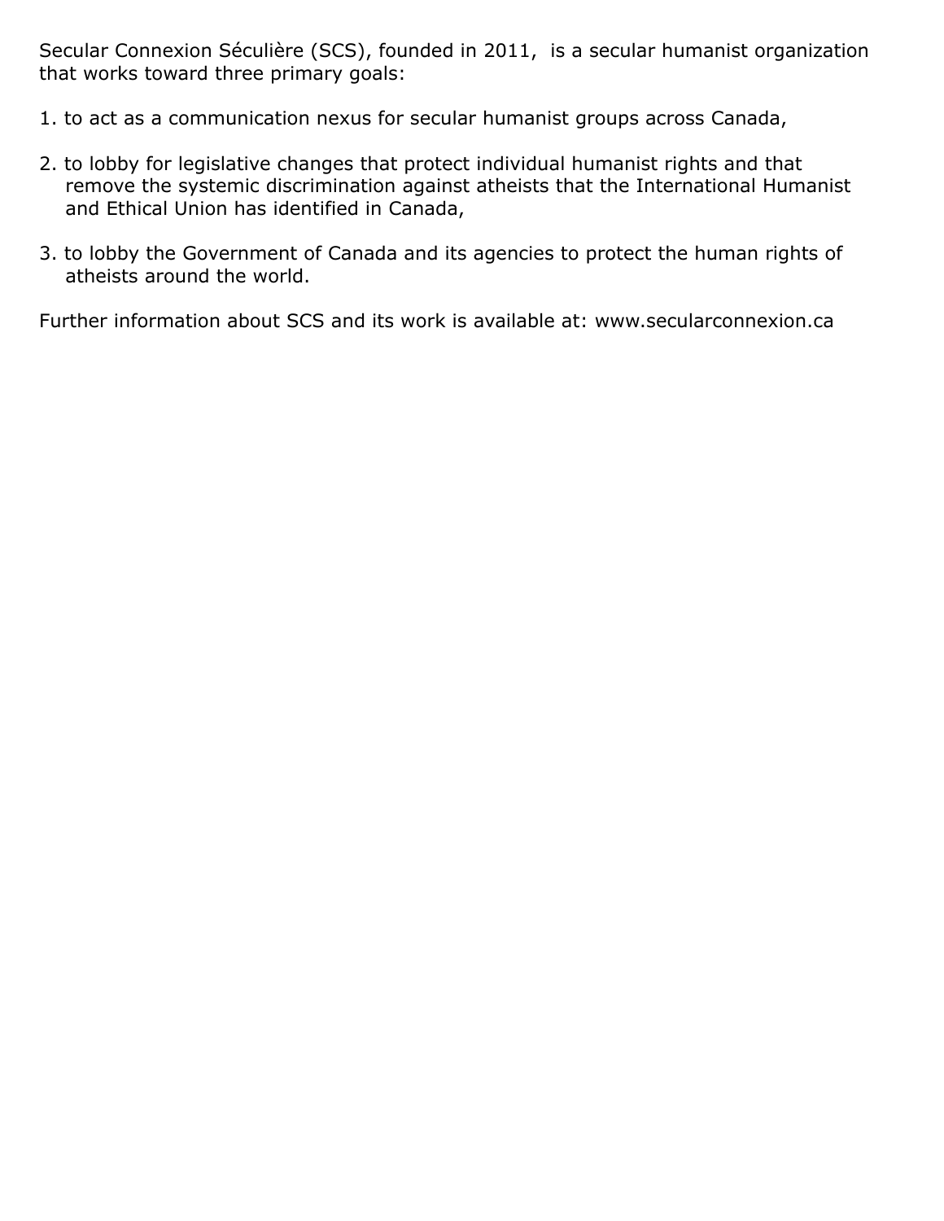Secular Connexion Séculière (SCS), founded in 2011, is a secular humanist organization that works toward three primary goals:

1. to act as a communication nexus for secular humanist groups across Canada,

2. to lobby for legislative changes that protect individual humanist rights and that remove the systemic discrimination against atheists that the International Humanist and Ethical Union has identified in Canada,

3. to lobby the Government of Canada and its agencies to protect the human rights of atheists around the world.

Further information about SCS and its work is available at: www.secularconnexion.ca